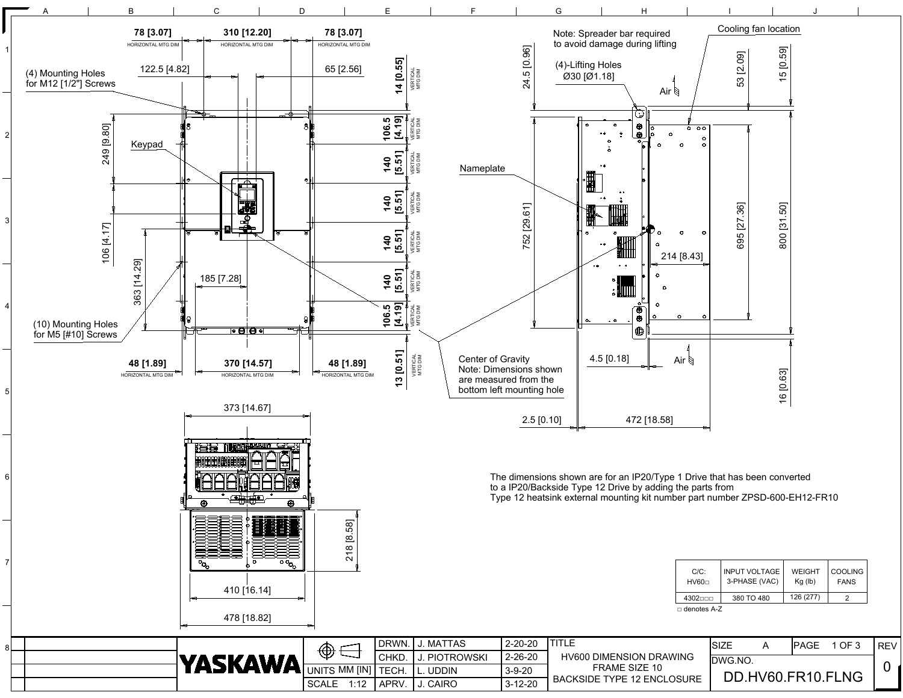78 [3.07] HORIZONTAL MTG DIM | 310 [12.20] HORIZONTAL MTG DIM | 78 [3.07] HORIZONTAL MTG DIM

122.5 [4.82]

65 [2.56]

(4) Mounting Holes for M12 [1/2"] Screws

14 [0.55] VERTICAL MTG DIM

106.5 [4.19] VERTICAL MTG DIM

140 [5.51] VERTICAL MTG DIM

140 [5.51] VERTICAL MTG DIM

140 [5.51] VERTICAL MTG DIM

140 [5.51] VERTICAL MTG DIM

106.5 [4.19] VERTICAL MTG DIM

13 [0.51] VERTICAL MTG DIM

249 [9.80]

Keypad

106 [4.17]

363 [14.29]

185 [7.28]

(10) Mounting Holes for M5 [#10] Screws

48 [1.89] HORIZONTAL MTG DIM | 370 [14.57] HORIZONTAL MTG DIM | 48 [1.89] HORIZONTAL MTG DIM

373 [14.67]

218 [8.58]

410 [16.14]

478 [18.82]

Note: Spreader bar required to avoid damage during lifting

(4)-Lifting Holes Ø30 [Ø1.18]

Cooling fan location

24.5 [0.96]

53 [2.09]

15 [0.59]

Air

Nameplate

752 [29.61]

695 [27.36]

800 [31.50]

214 [8.43]

Center of Gravity
Note: Dimensions shown are measured from the bottom left mounting hole

4.5 [0.18]

Air

16 [0.63]

2.5 [0.10]

472 [18.58]

The dimensions shown are for an IP20/Type 1 Drive that has been converted to a IP20/Backside Type 12 Drive by adding the parts from Type 12 heatsink external mounting kit number part number ZPSD-600-EH12-FR10

| C/C: HV60□ | INPUT VOLTAGE 3-PHASE (VAC) | WEIGHT Kg (lb) | COOLING FANS |
|---|---|---|---|
| 4302□□□ | 380 TO 480 | 126 (277) | 2 |

□ denotes A-Z

| YASKAWA | UNITS MM [IN] | DRWN. | J. MATTAS | 2-20-20 | TITLE | SIZE A | PAGE 1 OF 3 | REV |
|---|---|---|---|---|---|---|---|---|
| | | CHKD. | J. PIOTROWSKI | 2-26-20 | HV600 DIMENSION DRAWING FRAME SIZE 10 BACKSIDE TYPE 12 ENCLOSURE | DWG.NO. | | 0 |
| | | TECH. | L. UDDIN | 3-9-20 | | DD.HV60.FR10.FLNG | | |
| | SCALE 1:12 | APRV. | J. CAIRO | 3-12-20 | | | | |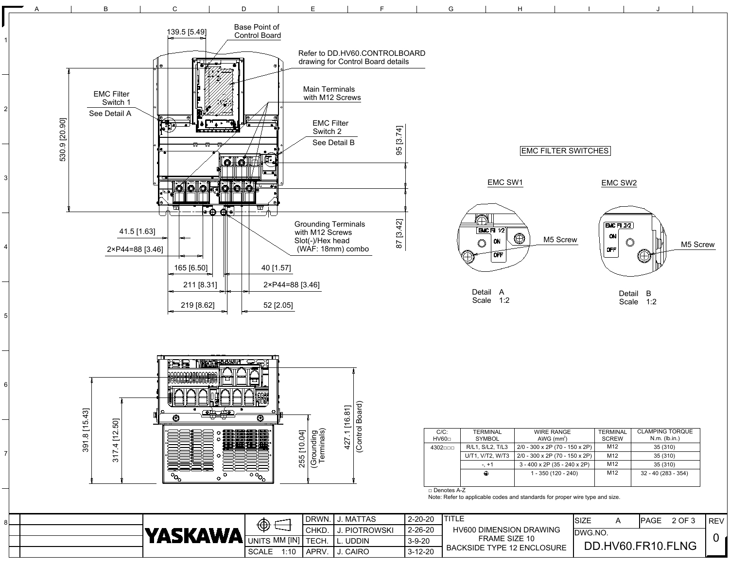Base Point of Control Board

139.5 [5.49]

Refer to DD.HV60.CONTROLBOARD drawing for Control Board details

Main Terminals with M12 Screws

EMC Filter Switch 1
See Detail A

EMC Filter Switch 2
See Detail B

530.9 [20.90]

95 [3.74]

87 [3.42]

41.5 [1.63]

2×P44=88 [3.46]

Grounding Terminals with M12 Screws
Slot(-)/Hex head (WAF: 18mm) combo

165 [6.50]

40 [1.57]

211 [8.31]

2×P44=88 [3.46]

219 [8.62]

52 [2.05]

391.8 [15.43]

317.4 [12.50]

255 [10.04] (Grounding Terminals)

427.1 [16.81] (Control Board)

EMC FILTER SWITCHES

EMC SW1

EMC FIl 1/2
ON
OFF
M5 Screw

Detail A
Scale 1:2

EMC SW2

EMC FIl 2/2
ON
OFF
M5 Screw

Detail B
Scale 1:2

| C/C: HV60□ | TERMINAL SYMBOL | WIRE RANGE AWG (mm²) | TERMINAL SCREW | CLAMPING TORQUE N.m. (lb.in.) |
|---|---|---|---|---|
| 4302□□□ | R/L1, S/L2, T/L3 | 2/0 - 300 x 2P (70 - 150 x 2P) | M12 | 35 (310) |
| | U/T1, V/T2, W/T3 | 2/0 - 300 x 2P (70 - 150 x 2P) | M12 | 35 (310) |
| | -, +1 | 3 - 400 x 2P (35 - 240 x 2P) | M12 | 35 (310) |
| | ⏚ | 1 - 350 (120 - 240) | M12 | 32 - 40 (283 - 354) |

□ Denotes A-Z

Note: Refer to applicable codes and standards for proper wire type and size.

YASKAWA

| UNITS MM [IN] | SCALE 1:10 |
|---|---|

| | | |
|---|---|---|
| DRWN. | J. MATTAS | 2-20-20 |
| CHKD. | J. PIOTROWSKI | 2-26-20 |
| TECH. | L. UDDIN | 3-9-20 |
| APRV. | J. CAIRO | 3-12-20 |

TITLE: HV600 DIMENSION DRAWING FRAME SIZE 10 BACKSIDE TYPE 12 ENCLOSURE

SIZE: A

DWG.NO. DD.HV60.FR10.FLNG

REV: 0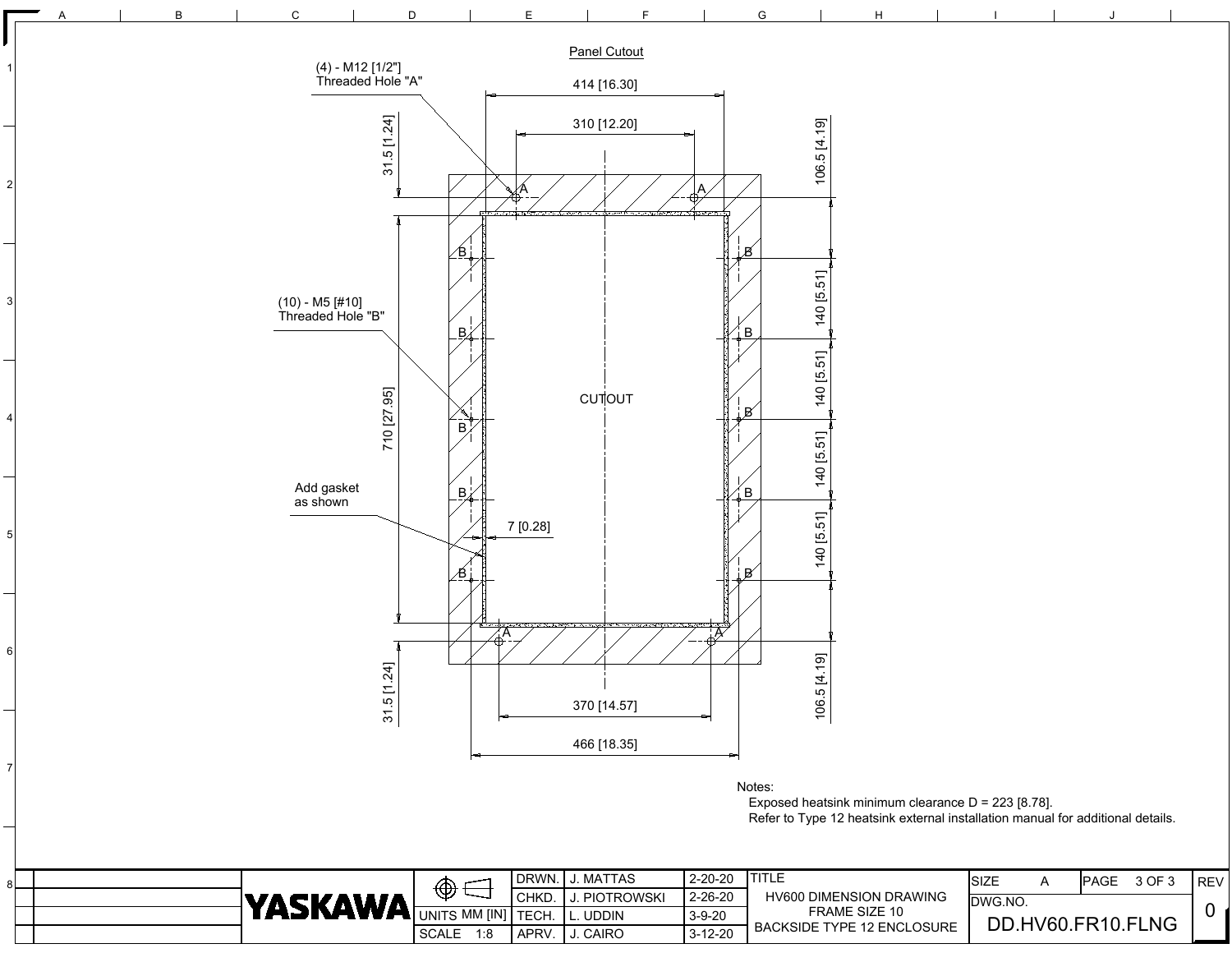Panel Cutout

(4) - M12 [1/2"] Threaded Hole "A"

(10) - M5 [#10] Threaded Hole "B"

Add gasket as shown

414 [16.30]

310 [12.20]

31.5 [1.24]

106.5 [4.19]

710 [27.95]

140 [5.51]

140 [5.51]

140 [5.51]

140 [5.51]

7 [0.28]

CUTOUT

31.5 [1.24]

106.5 [4.19]

370 [14.57]

466 [18.35]

Notes:
Exposed heatsink minimum clearance D = 223 [8.78].
Refer to Type 12 heatsink external installation manual for additional details.

| | | | | | |
|---|---|---|---|---|---|
| YASKAWA | | DRWN. | J. MATTAS | 2-20-20 | TITLE: HV600 DIMENSION DRAWING FRAME SIZE 10 BACKSIDE TYPE 12 ENCLOSURE |
| | | CHKD. | J. PIOTROWSKI | 2-26-20 | SIZE: A |
| | UNITS MM [IN] | TECH. | L. UDDIN | 3-9-20 | DWG.NO. DD.HV60.FR10.FLNG |
| | SCALE 1:8 | APRV. | J. CAIRO | 3-12-20 | REV 0 |